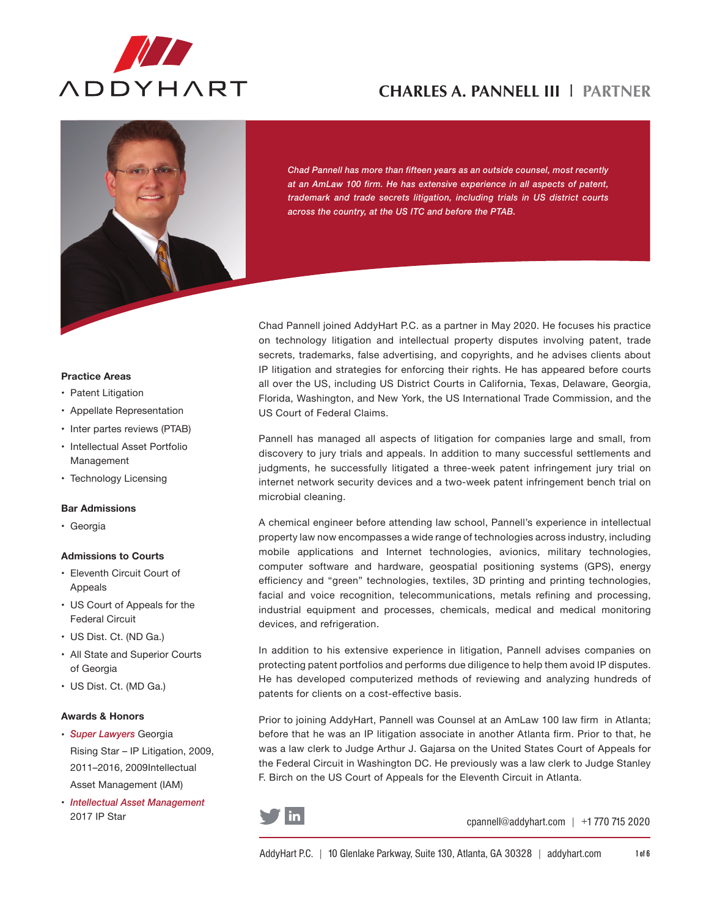ADDYHART

# CHARLES A. PANNELL III | PARTNER

*Chad Pannell has more than fifteen years as an outside counsel, most recently at an AmLaw 100 firm. He has extensive experience in all aspects of patent, trademark and trade secrets litigation, including trials in US district courts across the country, at the US ITC and before the PTAB.*

Chad Pannell joined AddyHart P.C. as a partner in May 2020. He focuses his practice on technology litigation and intellectual property disputes involving patent, trade secrets, trademarks, false advertising, and copyrights, and he advises clients about IP litigation and strategies for enforcing their rights. He has appeared before courts all over the US, including US District Courts in California, Texas, Delaware, Georgia, Florida, Washington, and New York, the US International Trade Commission, and the US Court of Federal Claims.

Pannell has managed all aspects of litigation for companies large and small, from discovery to jury trials and appeals. In addition to many successful settlements and judgments, he successfully litigated a three-week patent infringement jury trial on internet network security devices and a two-week patent infringement bench trial on microbial cleaning.

A chemical engineer before attending law school, Pannell's experience in intellectual property law now encompasses a wide range of technologies across industry, including mobile applications and Internet technologies, avionics, military technologies, computer software and hardware, geospatial positioning systems (GPS), energy efficiency and "green" technologies, textiles, 3D printing and printing technologies, facial and voice recognition, telecommunications, metals refining and processing, industrial equipment and processes, chemicals, medical and medical monitoring devices, and refrigeration.

In addition to his extensive experience in litigation, Pannell advises companies on protecting patent portfolios and performs due diligence to help them avoid IP disputes. He has developed computerized methods of reviewing and analyzing hundreds of patents for clients on a cost-effective basis.

Prior to joining AddyHart, Pannell was Counsel at an AmLaw 100 law firm in Atlanta; before that he was an IP litigation associate in another Atlanta firm. Prior to that, he was a law clerk to Judge Arthur J. Gajarsa on the United States Court of Appeals for the Federal Circuit in Washington DC. He previously was a law clerk to Judge Stanley F. Birch on the US Court of Appeals for the Eleventh Circuit in Atlanta.

### Practice Areas

- Patent Litigation
- Appellate Representation
- Inter partes reviews (PTAB)
- Intellectual Asset Portfolio Management
- Technology Licensing

### Bar Admissions

- Georgia

### Admissions to Courts

- Eleventh Circuit Court of Appeals
- US Court of Appeals for the Federal Circuit
- US Dist. Ct. (ND Ga.)
- All State and Superior Courts of Georgia
- US Dist. Ct. (MD Ga.)

### Awards & Honors

- *Super Lawyers* Georgia Rising Star – IP Litigation, 2009, 2011–2016, 2009Intellectual Asset Management (IAM)
- *Intellectual Asset Management* 2017 IP Star

cpannell@addyhart.com | +1 770 715 2020

AddyHart P.C. | 10 Glenlake Parkway, Suite 130, Atlanta, GA 30328 | addyhart.com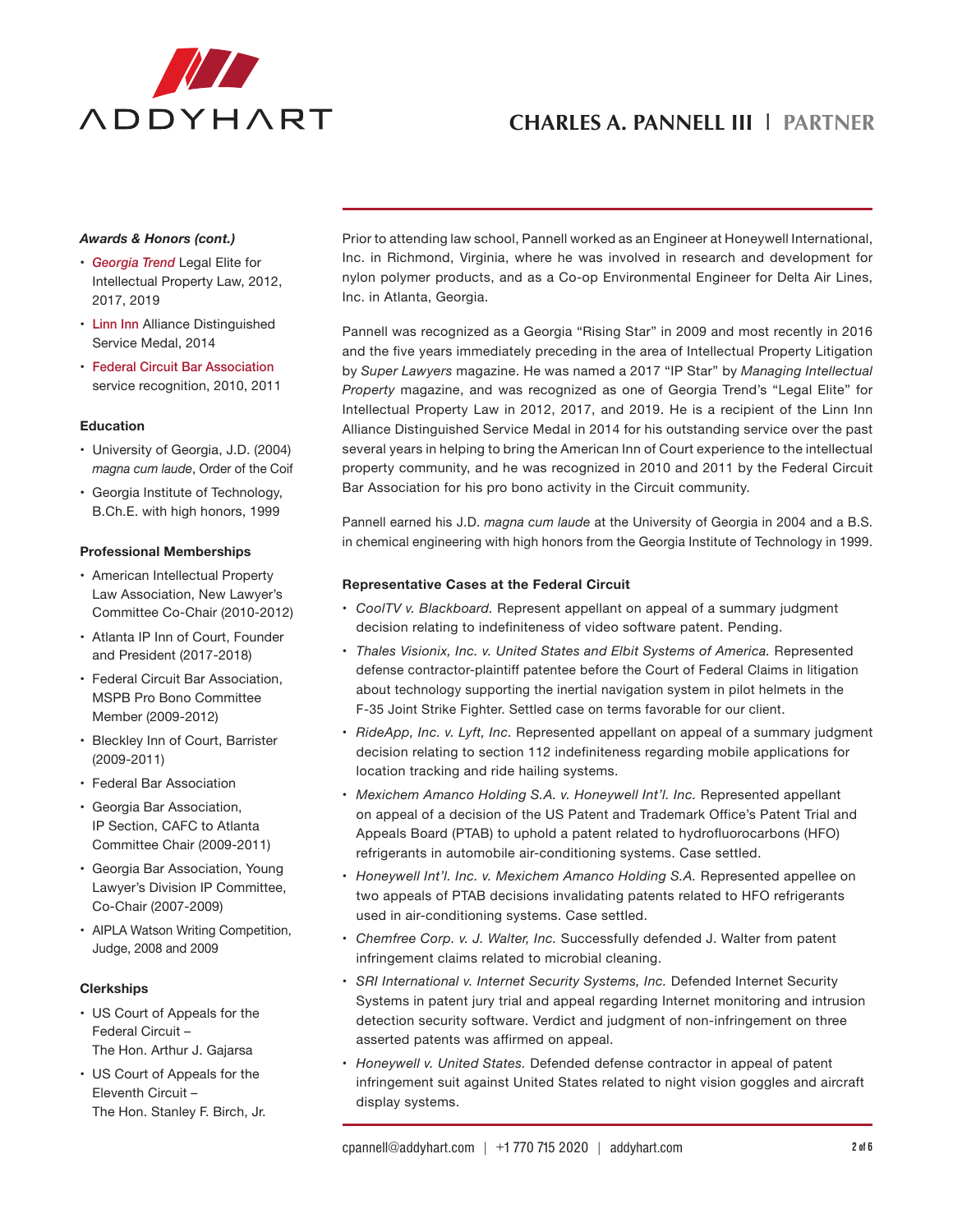# CHARLES A. PANNELL III | PARTNER

### *Awards & Honors (cont.)*

- *Georgia Trend* Legal Elite for Intellectual Property Law, 2012, 2017, 2019
- Linn Inn Alliance Distinguished Service Medal, 2014
- Federal Circuit Bar Association service recognition, 2010, 2011

### Education

- University of Georgia, J.D. (2004) *magna cum laude*, Order of the Coif
- Georgia Institute of Technology, B.Ch.E. with high honors, 1999

### Professional Memberships

- American Intellectual Property Law Association, New Lawyer's Committee Co-Chair (2010-2012)
- Atlanta IP Inn of Court, Founder and President (2017-2018)
- Federal Circuit Bar Association, MSPB Pro Bono Committee Member (2009-2012)
- Bleckley Inn of Court, Barrister (2009-2011)
- Federal Bar Association
- Georgia Bar Association, IP Section, CAFC to Atlanta Committee Chair (2009-2011)
- Georgia Bar Association, Young Lawyer's Division IP Committee, Co-Chair (2007-2009)
- AIPLA Watson Writing Competition, Judge, 2008 and 2009

### Clerkships

- US Court of Appeals for the Federal Circuit – The Hon. Arthur J. Gajarsa
- US Court of Appeals for the Eleventh Circuit – The Hon. Stanley F. Birch, Jr.

Prior to attending law school, Pannell worked as an Engineer at Honeywell International, Inc. in Richmond, Virginia, where he was involved in research and development for nylon polymer products, and as a Co-op Environmental Engineer for Delta Air Lines, Inc. in Atlanta, Georgia.

Pannell was recognized as a Georgia "Rising Star" in 2009 and most recently in 2016 and the five years immediately preceding in the area of Intellectual Property Litigation by *Super Lawyers* magazine. He was named a 2017 "IP Star" by *Managing Intellectual Property* magazine, and was recognized as one of Georgia Trend's "Legal Elite" for Intellectual Property Law in 2012, 2017, and 2019. He is a recipient of the Linn Inn Alliance Distinguished Service Medal in 2014 for his outstanding service over the past several years in helping to bring the American Inn of Court experience to the intellectual property community, and he was recognized in 2010 and 2011 by the Federal Circuit Bar Association for his pro bono activity in the Circuit community.

Pannell earned his J.D. *magna cum laude* at the University of Georgia in 2004 and a B.S. in chemical engineering with high honors from the Georgia Institute of Technology in 1999.

### Representative Cases at the Federal Circuit

- *CoolTV v. Blackboard.* Represent appellant on appeal of a summary judgment decision relating to indefiniteness of video software patent. Pending.
- *Thales Visionix, Inc. v. United States and Elbit Systems of America.* Represented defense contractor-plaintiff patentee before the Court of Federal Claims in litigation about technology supporting the inertial navigation system in pilot helmets in the F-35 Joint Strike Fighter. Settled case on terms favorable for our client.
- *RideApp, Inc. v. Lyft, Inc.* Represented appellant on appeal of a summary judgment decision relating to section 112 indefiniteness regarding mobile applications for location tracking and ride hailing systems.
- *Mexichem Amanco Holding S.A. v. Honeywell Int'l. Inc.* Represented appellant on appeal of a decision of the US Patent and Trademark Office's Patent Trial and Appeals Board (PTAB) to uphold a patent related to hydrofluorocarbons (HFO) refrigerants in automobile air-conditioning systems. Case settled.
- *Honeywell Int'l. Inc. v. Mexichem Amanco Holding S.A.* Represented appellee on two appeals of PTAB decisions invalidating patents related to HFO refrigerants used in air-conditioning systems. Case settled.
- *Chemfree Corp. v. J. Walter, Inc.* Successfully defended J. Walter from patent infringement claims related to microbial cleaning.
- *SRI International v. Internet Security Systems, Inc.* Defended Internet Security Systems in patent jury trial and appeal regarding Internet monitoring and intrusion detection security software. Verdict and judgment of non-infringement on three asserted patents was affirmed on appeal.
- *Honeywell v. United States.* Defended defense contractor in appeal of patent infringement suit against United States related to night vision goggles and aircraft display systems.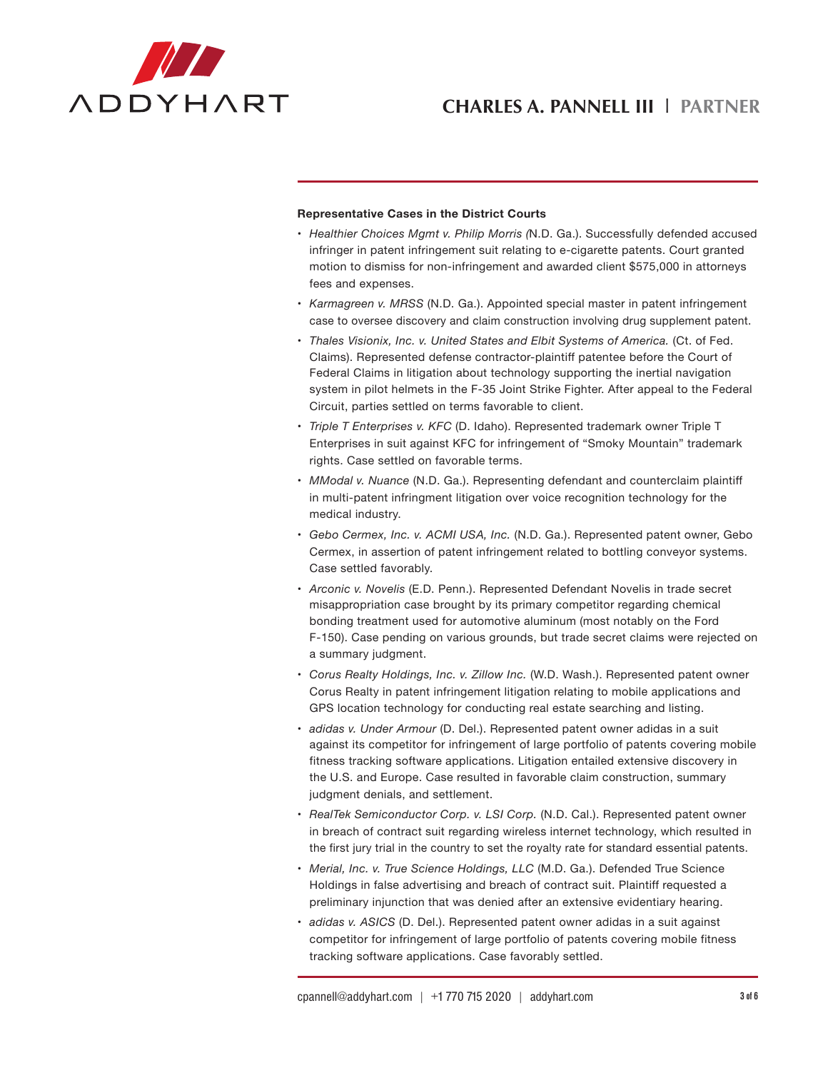# CHARLES A. PANNELL III | PARTNER

### Representative Cases in the District Courts

- *Healthier Choices Mgmt v. Philip Morris (*N.D. Ga.). Successfully defended accused infringer in patent infringement suit relating to e-cigarette patents. Court granted motion to dismiss for non-infringement and awarded client $575,000 in attorneys fees and expenses.
- *Karmagreen v. MRSS* (N.D. Ga.). Appointed special master in patent infringement case to oversee discovery and claim construction involving drug supplement patent.
- *Thales Visionix, Inc. v. United States and Elbit Systems of America.* (Ct. of Fed. Claims). Represented defense contractor-plaintiff patentee before the Court of Federal Claims in litigation about technology supporting the inertial navigation system in pilot helmets in the F-35 Joint Strike Fighter. After appeal to the Federal Circuit, parties settled on terms favorable to client.
- *Triple T Enterprises v. KFC* (D. Idaho). Represented trademark owner Triple T Enterprises in suit against KFC for infringement of "Smoky Mountain" trademark rights. Case settled on favorable terms.
- *MModal v. Nuance* (N.D. Ga.). Representing defendant and counterclaim plaintiff in multi-patent infringment litigation over voice recognition technology for the medical industry.
- *Gebo Cermex, Inc. v. ACMI USA, Inc.* (N.D. Ga.). Represented patent owner, Gebo Cermex, in assertion of patent infringement related to bottling conveyor systems. Case settled favorably.
- *Arconic v. Novelis* (E.D. Penn.). Represented Defendant Novelis in trade secret misappropriation case brought by its primary competitor regarding chemical bonding treatment used for automotive aluminum (most notably on the Ford F-150). Case pending on various grounds, but trade secret claims were rejected on a summary judgment.
- *Corus Realty Holdings, Inc. v. Zillow Inc.* (W.D. Wash.). Represented patent owner Corus Realty in patent infringement litigation relating to mobile applications and GPS location technology for conducting real estate searching and listing.
- *adidas v. Under Armour* (D. Del.). Represented patent owner adidas in a suit against its competitor for infringement of large portfolio of patents covering mobile fitness tracking software applications. Litigation entailed extensive discovery in the U.S. and Europe. Case resulted in favorable claim construction, summary judgment denials, and settlement.
- *RealTek Semiconductor Corp. v. LSI Corp.* (N.D. Cal.). Represented patent owner in breach of contract suit regarding wireless internet technology, which resulted in the first jury trial in the country to set the royalty rate for standard essential patents.
- *Merial, Inc. v. True Science Holdings, LLC* (M.D. Ga.). Defended True Science Holdings in false advertising and breach of contract suit. Plaintiff requested a preliminary injunction that was denied after an extensive evidentiary hearing.
- *adidas v. ASICS* (D. Del.). Represented patent owner adidas in a suit against competitor for infringement of large portfolio of patents covering mobile fitness tracking software applications. Case favorably settled.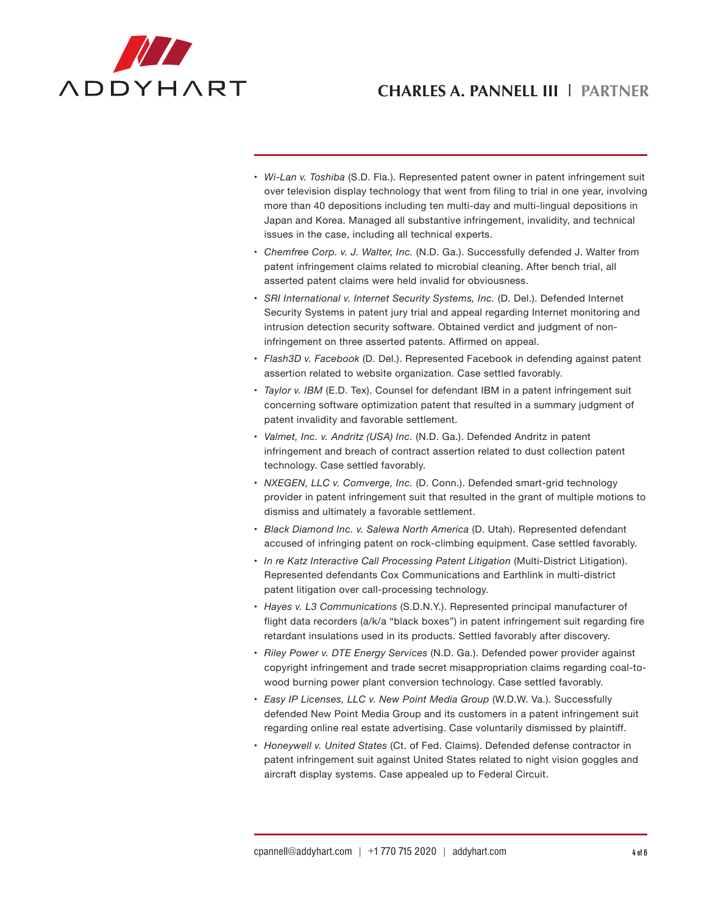- *Wi-Lan v. Toshiba* (S.D. Fla.). Represented patent owner in patent infringement suit over television display technology that went from filing to trial in one year, involving more than 40 depositions including ten multi-day and multi-lingual depositions in Japan and Korea. Managed all substantive infringement, invalidity, and technical issues in the case, including all technical experts.
- *Chemfree Corp. v. J. Walter, Inc.* (N.D. Ga.). Successfully defended J. Walter from patent infringement claims related to microbial cleaning. After bench trial, all asserted patent claims were held invalid for obviousness.
- *SRI International v. Internet Security Systems, Inc.* (D. Del.). Defended Internet Security Systems in patent jury trial and appeal regarding Internet monitoring and intrusion detection security software. Obtained verdict and judgment of non-infringement on three asserted patents. Affirmed on appeal.
- *Flash3D v. Facebook* (D. Del.). Represented Facebook in defending against patent assertion related to website organization. Case settled favorably.
- *Taylor v. IBM* (E.D. Tex). Counsel for defendant IBM in a patent infringement suit concerning software optimization patent that resulted in a summary judgment of patent invalidity and favorable settlement.
- *Valmet, Inc. v. Andritz (USA) Inc.* (N.D. Ga.). Defended Andritz in patent infringement and breach of contract assertion related to dust collection patent technology. Case settled favorably.
- *NXEGEN, LLC v. Comverge, Inc.* (D. Conn.). Defended smart-grid technology provider in patent infringement suit that resulted in the grant of multiple motions to dismiss and ultimately a favorable settlement.
- *Black Diamond Inc. v. Salewa North America* (D. Utah). Represented defendant accused of infringing patent on rock-climbing equipment. Case settled favorably.
- *In re Katz Interactive Call Processing Patent Litigation* (Multi-District Litigation). Represented defendants Cox Communications and Earthlink in multi-district patent litigation over call-processing technology.
- *Hayes v. L3 Communications* (S.D.N.Y.). Represented principal manufacturer of flight data recorders (a/k/a "black boxes") in patent infringement suit regarding fire retardant insulations used in its products. Settled favorably after discovery.
- *Riley Power v. DTE Energy Services* (N.D. Ga.). Defended power provider against copyright infringement and trade secret misappropriation claims regarding coal-to-wood burning power plant conversion technology. Case settled favorably.
- *Easy IP Licenses, LLC v. New Point Media Group* (W.D.W. Va.). Successfully defended New Point Media Group and its customers in a patent infringement suit regarding online real estate advertising. Case voluntarily dismissed by plaintiff.
- *Honeywell v. United States* (Ct. of Fed. Claims). Defended defense contractor in patent infringement suit against United States related to night vision goggles and aircraft display systems. Case appealed up to Federal Circuit.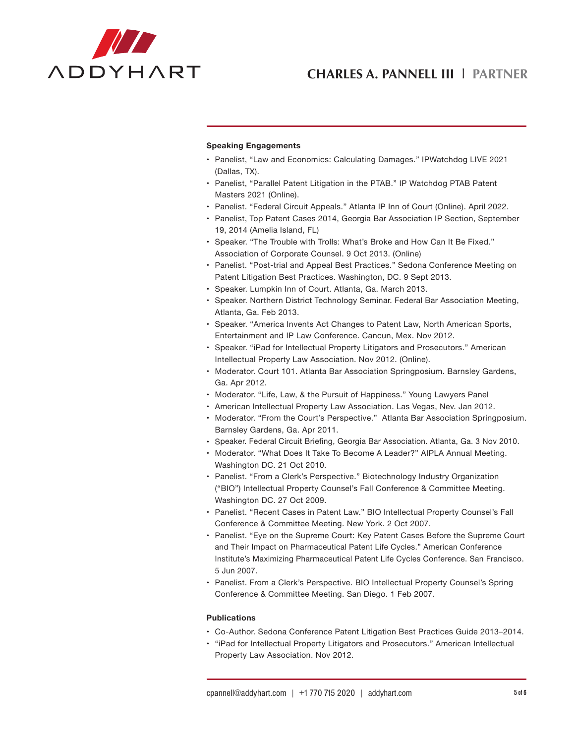# CHARLES A. PANNELL III | PARTNER

**Speaking Engagements**

- Panelist, “Law and Economics: Calculating Damages.” IPWatchdog LIVE 2021 (Dallas, TX).
- Panelist, “Parallel Patent Litigation in the PTAB.” IP Watchdog PTAB Patent Masters 2021 (Online).
- Panelist. “Federal Circuit Appeals.” Atlanta IP Inn of Court (Online). April 2022.
- Panelist, Top Patent Cases 2014, Georgia Bar Association IP Section, September 19, 2014 (Amelia Island, FL)
- Speaker. “The Trouble with Trolls: What’s Broke and How Can It Be Fixed.” Association of Corporate Counsel. 9 Oct 2013. (Online)
- Panelist. “Post-trial and Appeal Best Practices.” Sedona Conference Meeting on Patent Litigation Best Practices. Washington, DC. 9 Sept 2013.
- Speaker. Lumpkin Inn of Court. Atlanta, Ga. March 2013.
- Speaker. Northern District Technology Seminar. Federal Bar Association Meeting, Atlanta, Ga. Feb 2013.
- Speaker. “America Invents Act Changes to Patent Law, North American Sports, Entertainment and IP Law Conference. Cancun, Mex. Nov 2012.
- Speaker. “iPad for Intellectual Property Litigators and Prosecutors.” American Intellectual Property Law Association. Nov 2012. (Online).
- Moderator. Court 101. Atlanta Bar Association Springposium. Barnsley Gardens, Ga. Apr 2012.
- Moderator. “Life, Law, & the Pursuit of Happiness.” Young Lawyers Panel
- American Intellectual Property Law Association. Las Vegas, Nev. Jan 2012.
- Moderator. “From the Court’s Perspective.” Atlanta Bar Association Springposium. Barnsley Gardens, Ga. Apr 2011.
- Speaker. Federal Circuit Briefing, Georgia Bar Association. Atlanta, Ga. 3 Nov 2010.
- Moderator. “What Does It Take To Become A Leader?” AIPLA Annual Meeting. Washington DC. 21 Oct 2010.
- Panelist. “From a Clerk’s Perspective.” Biotechnology Industry Organization (“BIO”) Intellectual Property Counsel’s Fall Conference & Committee Meeting. Washington DC. 27 Oct 2009.
- Panelist. “Recent Cases in Patent Law.” BIO Intellectual Property Counsel’s Fall Conference & Committee Meeting. New York. 2 Oct 2007.
- Panelist. “Eye on the Supreme Court: Key Patent Cases Before the Supreme Court and Their Impact on Pharmaceutical Patent Life Cycles.” American Conference Institute’s Maximizing Pharmaceutical Patent Life Cycles Conference. San Francisco. 5 Jun 2007.
- Panelist. From a Clerk’s Perspective. BIO Intellectual Property Counsel’s Spring Conference & Committee Meeting. San Diego. 1 Feb 2007.

**Publications**

- Co-Author. Sedona Conference Patent Litigation Best Practices Guide 2013–2014.
- “iPad for Intellectual Property Litigators and Prosecutors.” American Intellectual Property Law Association. Nov 2012.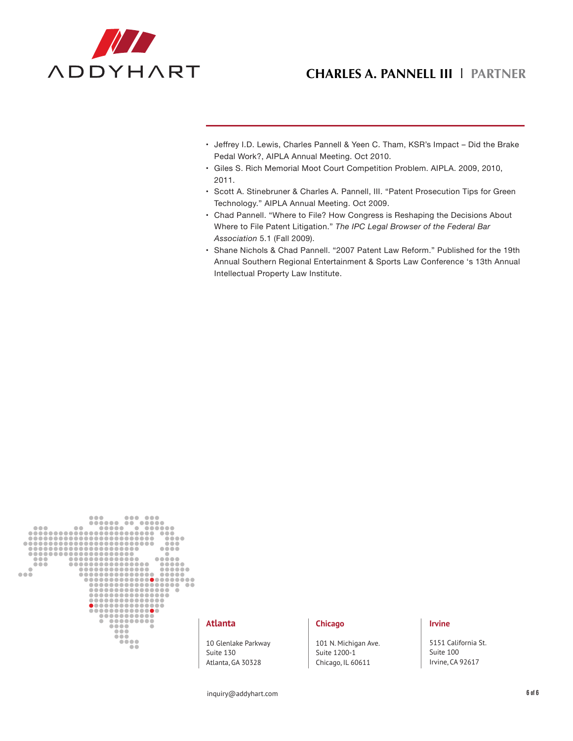- Jeffrey I.D. Lewis, Charles Pannell & Yeen C. Tham, KSR's Impact – Did the Brake Pedal Work?, AIPLA Annual Meeting. Oct 2010.
- Giles S. Rich Memorial Moot Court Competition Problem. AIPLA. 2009, 2010, 2011.
- Scott A. Stinebruner & Charles A. Pannell, III. "Patent Prosecution Tips for Green Technology." AIPLA Annual Meeting. Oct 2009.
- Chad Pannell. "Where to File? How Congress is Reshaping the Decisions About Where to File Patent Litigation." *The IPC Legal Browser of the Federal Bar Association* 5.1 (Fall 2009).
- Shane Nichols & Chad Pannell. "2007 Patent Law Reform." Published for the 19th Annual Southern Regional Entertainment & Sports Law Conference 's 13th Annual Intellectual Property Law Institute.

**Atlanta**

10 Glenlake Parkway
Suite 130
Atlanta, GA 30328

**Chicago**

101 N. Michigan Ave.
Suite 1200-1
Chicago, IL 60611

**Irvine**

5151 California St.
Suite 100
Irvine, CA 92617

inquiry@addyhart.com